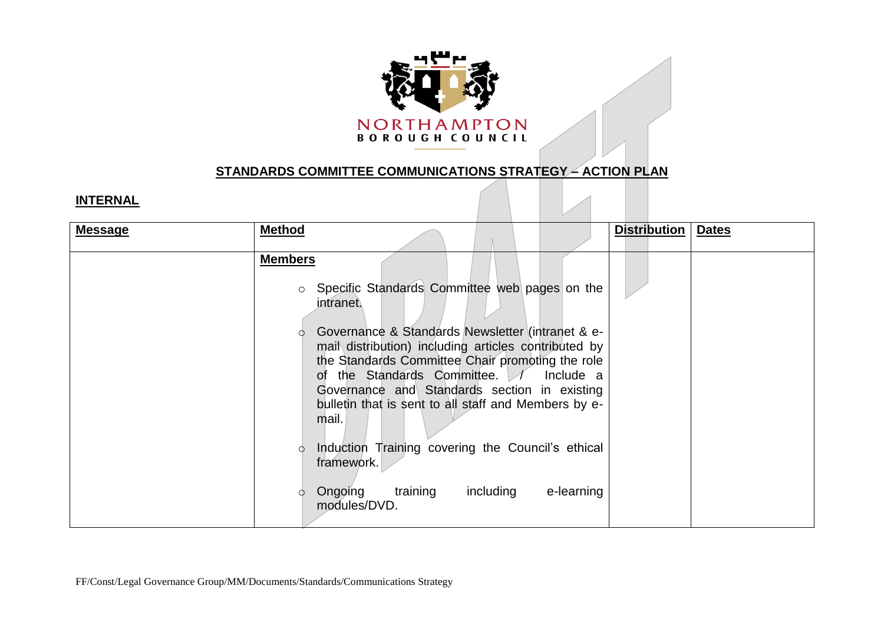NORTHAMPTON
BOROUGH COUNCIL

## STANDARDS COMMITTEE COMMUNICATIONS STRATEGY – ACTION PLAN

### INTERNAL

| **Message** | **Method** | **Distribution** | **Dates** |
|---|---|---|---|
| | **Members**<br><br>○ Specific Standards Committee web pages on the intranet.<br><br>○ Governance & Standards Newsletter (intranet & e-mail distribution) including articles contributed by the Standards Committee Chair promoting the role of the Standards Committee. / Include a Governance and Standards section in existing bulletin that is sent to all staff and Members by e-mail.<br><br>○ Induction Training covering the Council's ethical framework.<br><br>○ Ongoing training including e-learning modules/DVD. | | |

FF/Const/Legal Governance Group/MM/Documents/Standards/Communications Strategy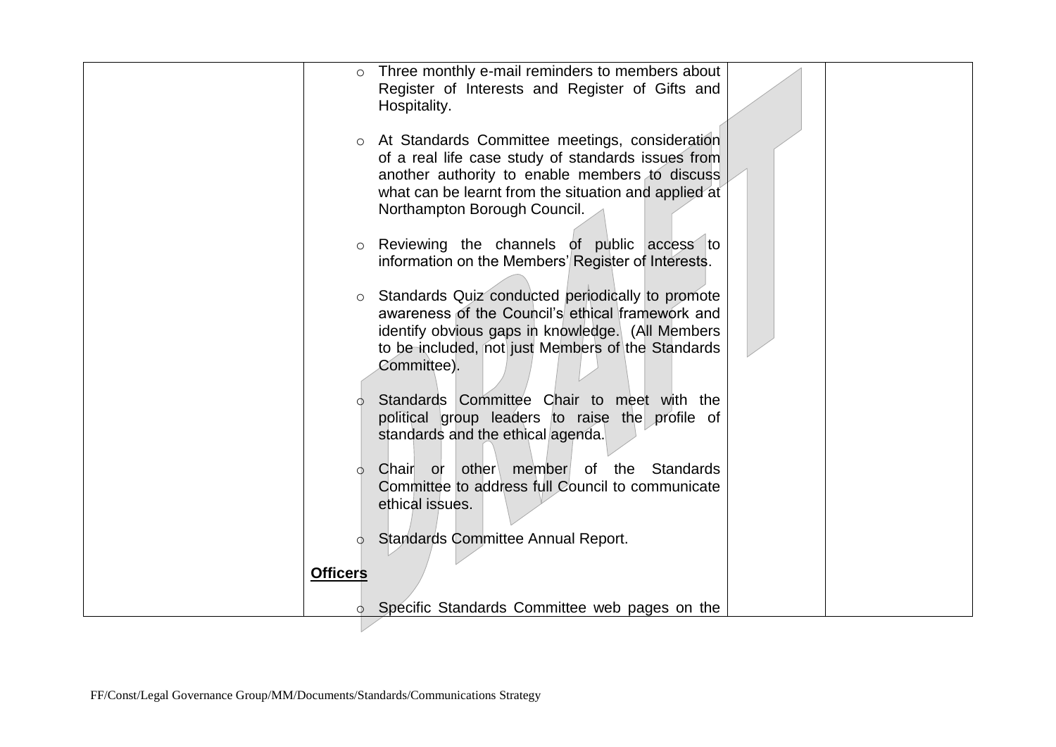| | | | |
|---|---|---|---|
| | o Three monthly e-mail reminders to members about Register of Interests and Register of Gifts and Hospitality.<br><br>o At Standards Committee meetings, consideration of a real life case study of standards issues from another authority to enable members to discuss what can be learnt from the situation and applied at Northampton Borough Council.<br><br>o Reviewing the channels of public access to information on the Members' Register of Interests.<br><br>o Standards Quiz conducted periodically to promote awareness of the Council's ethical framework and identify obvious gaps in knowledge. (All Members to be included, not just Members of the Standards Committee).<br><br>o Standards Committee Chair to meet with the political group leaders to raise the profile of standards and the ethical agenda.<br><br>o Chair or other member of the Standards Committee to address full Council to communicate ethical issues.<br><br>o Standards Committee Annual Report.<br><br>**Officers**<br><br>o Specific Standards Committee web pages on the | | |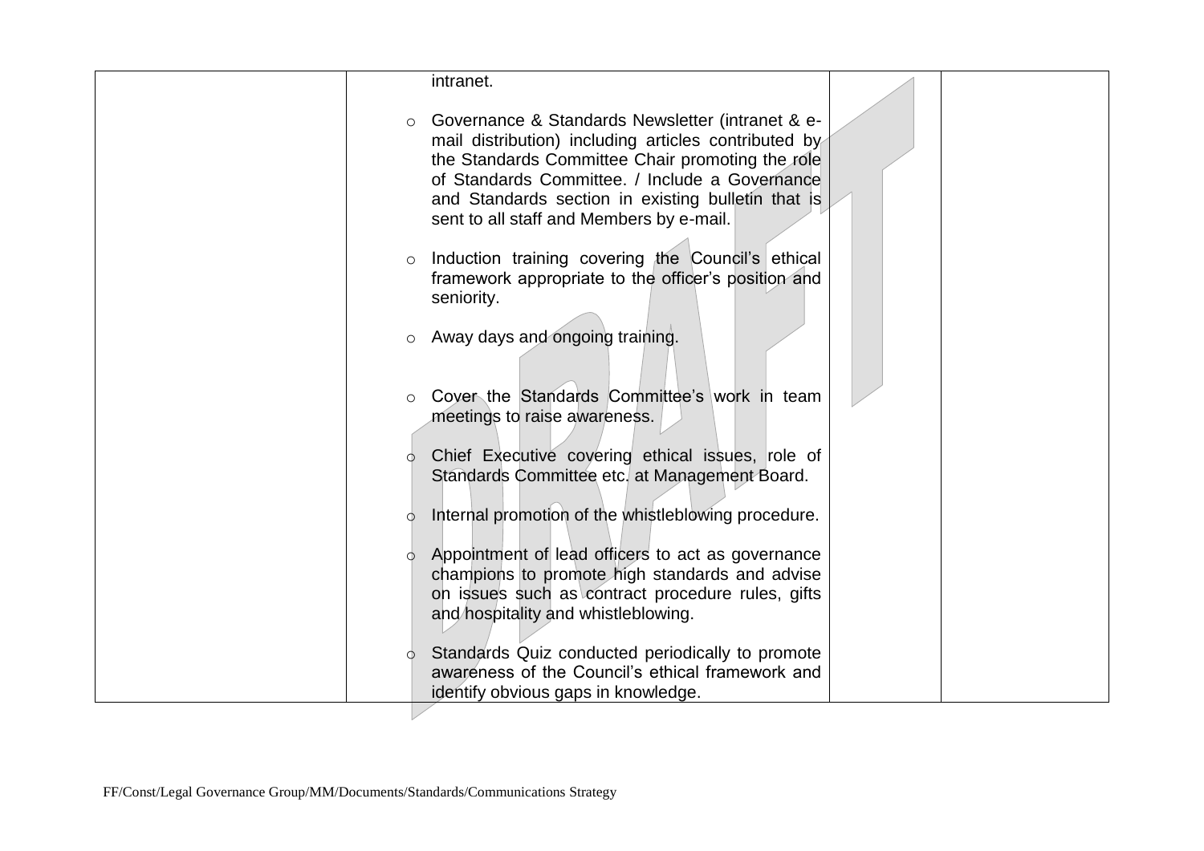| | | | |
|---|---|---|---|
| | intranet.<br><br>- Governance & Standards Newsletter (intranet & e-mail distribution) including articles contributed by the Standards Committee Chair promoting the role of Standards Committee. / Include a Governance and Standards section in existing bulletin that is sent to all staff and Members by e-mail.<br><br>- Induction training covering the Council's ethical framework appropriate to the officer's position and seniority.<br><br>- Away days and ongoing training.<br><br>- Cover the Standards Committee's work in team meetings to raise awareness.<br><br>- Chief Executive covering ethical issues, role of Standards Committee etc. at Management Board.<br><br>- Internal promotion of the whistleblowing procedure.<br><br>- Appointment of lead officers to act as governance champions to promote high standards and advise on issues such as contract procedure rules, gifts and hospitality and whistleblowing.<br><br>- Standards Quiz conducted periodically to promote awareness of the Council's ethical framework and identify obvious gaps in knowledge. | | |

FF/Const/Legal Governance Group/MM/Documents/Standards/Communications Strategy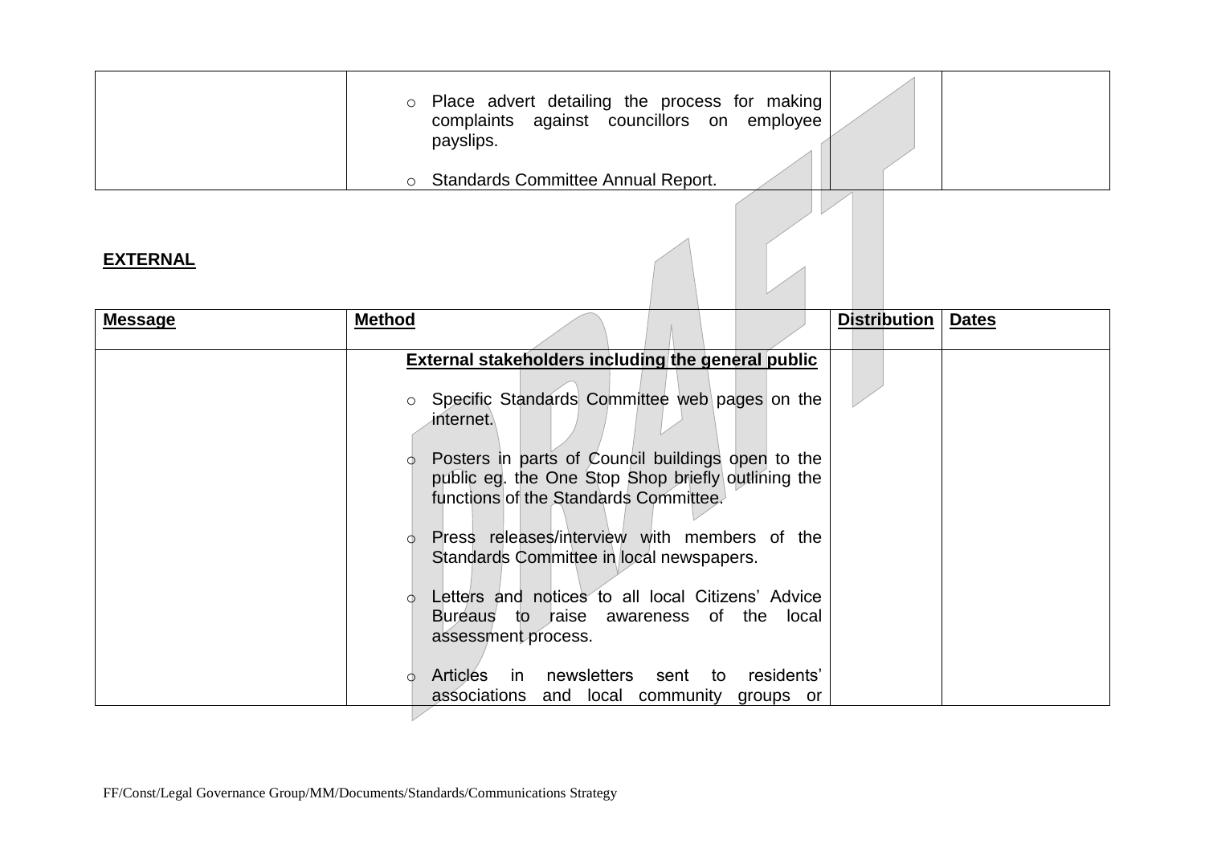| | | | |
|---|---|---|---|
| | ○ Place advert detailing the process for making complaints against councillors on employee payslips.<br><br>○ Standards Committee Annual Report. | | |

**EXTERNAL**

| **Message** | **Method** | **Distribution** | **Dates** |
|---|---|---|---|
| | **External stakeholders including the general public**<br><br>○ Specific Standards Committee web pages on the internet.<br><br>○ Posters in parts of Council buildings open to the public eg. the One Stop Shop briefly outlining the functions of the Standards Committee.<br><br>○ Press releases/interview with members of the Standards Committee in local newspapers.<br><br>○ Letters and notices to all local Citizens' Advice Bureaus to raise awareness of the local assessment process.<br><br>○ Articles in newsletters sent to residents' associations and local community groups or | | |

FF/Const/Legal Governance Group/MM/Documents/Standards/Communications Strategy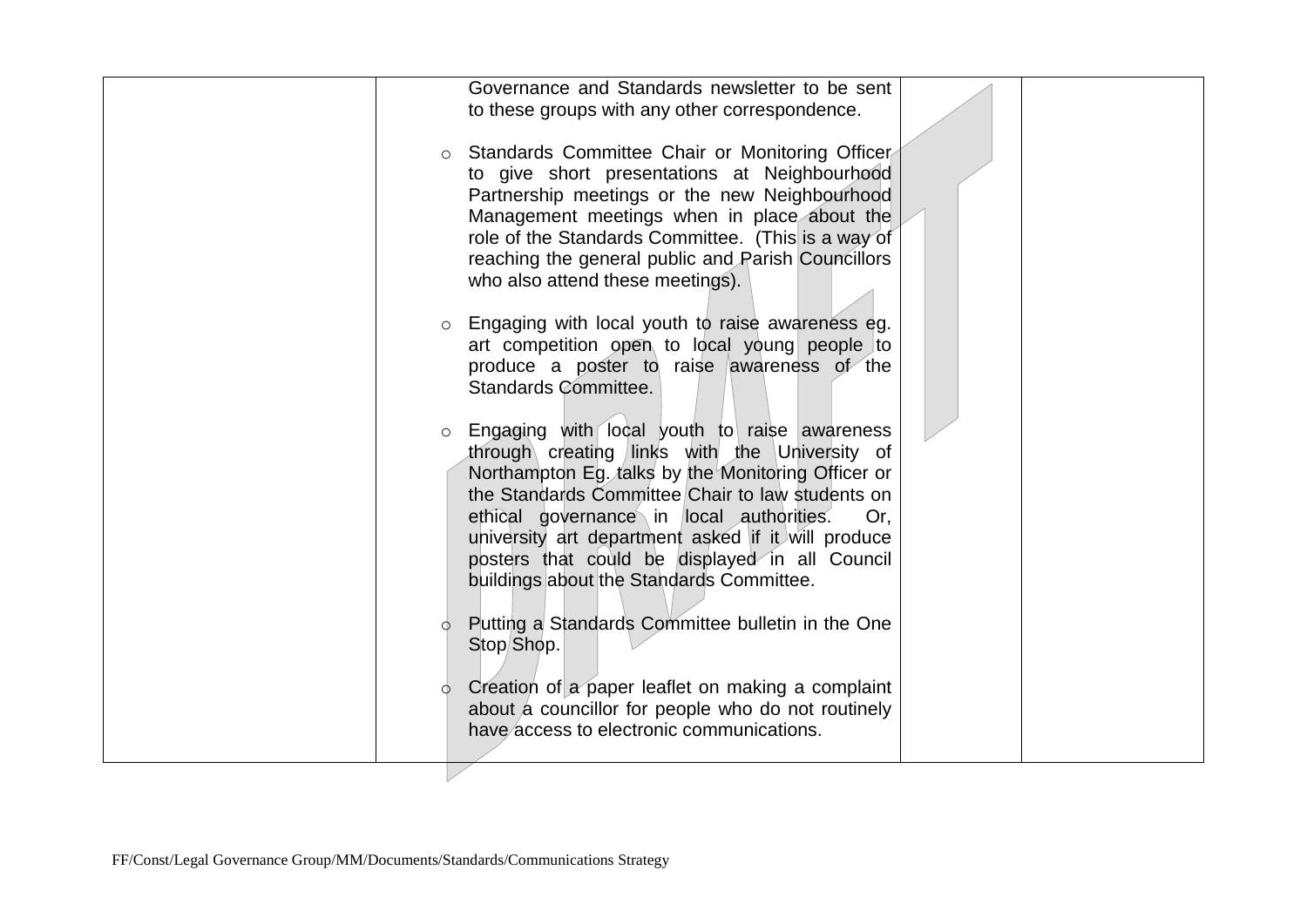| | | | |
|---|---|---|---|
| | Governance and Standards newsletter to be sent to these groups with any other correspondence.<br><br>o Standards Committee Chair or Monitoring Officer to give short presentations at Neighbourhood Partnership meetings or the new Neighbourhood Management meetings when in place about the role of the Standards Committee. (This is a way of reaching the general public and Parish Councillors who also attend these meetings).<br><br>o Engaging with local youth to raise awareness eg. art competition open to local young people to produce a poster to raise awareness of the Standards Committee.<br><br>o Engaging with local youth to raise awareness through creating links with the University of Northampton Eg. talks by the Monitoring Officer or the Standards Committee Chair to law students on ethical governance in local authorities. Or, university art department asked if it will produce posters that could be displayed in all Council buildings about the Standards Committee.<br><br>o Putting a Standards Committee bulletin in the One Stop Shop.<br><br>o Creation of a paper leaflet on making a complaint about a councillor for people who do not routinely have access to electronic communications. | | |

FF/Const/Legal Governance Group/MM/Documents/Standards/Communications Strategy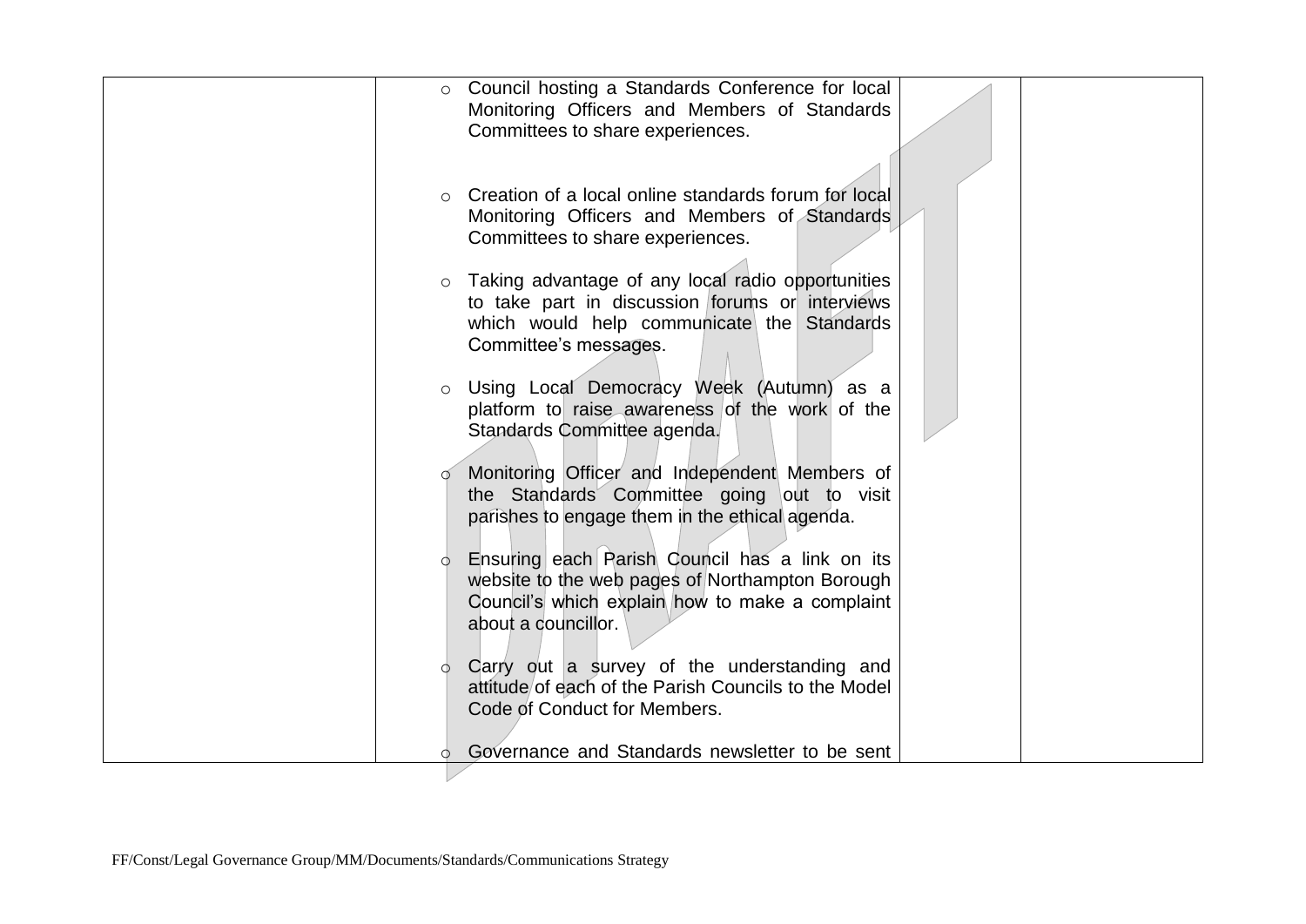|  | <ul><li>Council hosting a Standards Conference for local Monitoring Officers and Members of Standards Committees to share experiences.</li><li>Creation of a local online standards forum for local Monitoring Officers and Members of Standards Committees to share experiences.</li><li>Taking advantage of any local radio opportunities to take part in discussion forums or interviews which would help communicate the Standards Committee's messages.</li><li>Using Local Democracy Week (Autumn) as a platform to raise awareness of the work of the Standards Committee agenda.</li><li>Monitoring Officer and Independent Members of the Standards Committee going out to visit parishes to engage them in the ethical agenda.</li><li>Ensuring each Parish Council has a link on its website to the web pages of Northampton Borough Council's which explain how to make a complaint about a councillor.</li><li>Carry out a survey of the understanding and attitude of each of the Parish Councils to the Model Code of Conduct for Members.</li><li>Governance and Standards newsletter to be sent</li></ul> |  |  |
|---|---|---|---|

FF/Const/Legal Governance Group/MM/Documents/Standards/Communications Strategy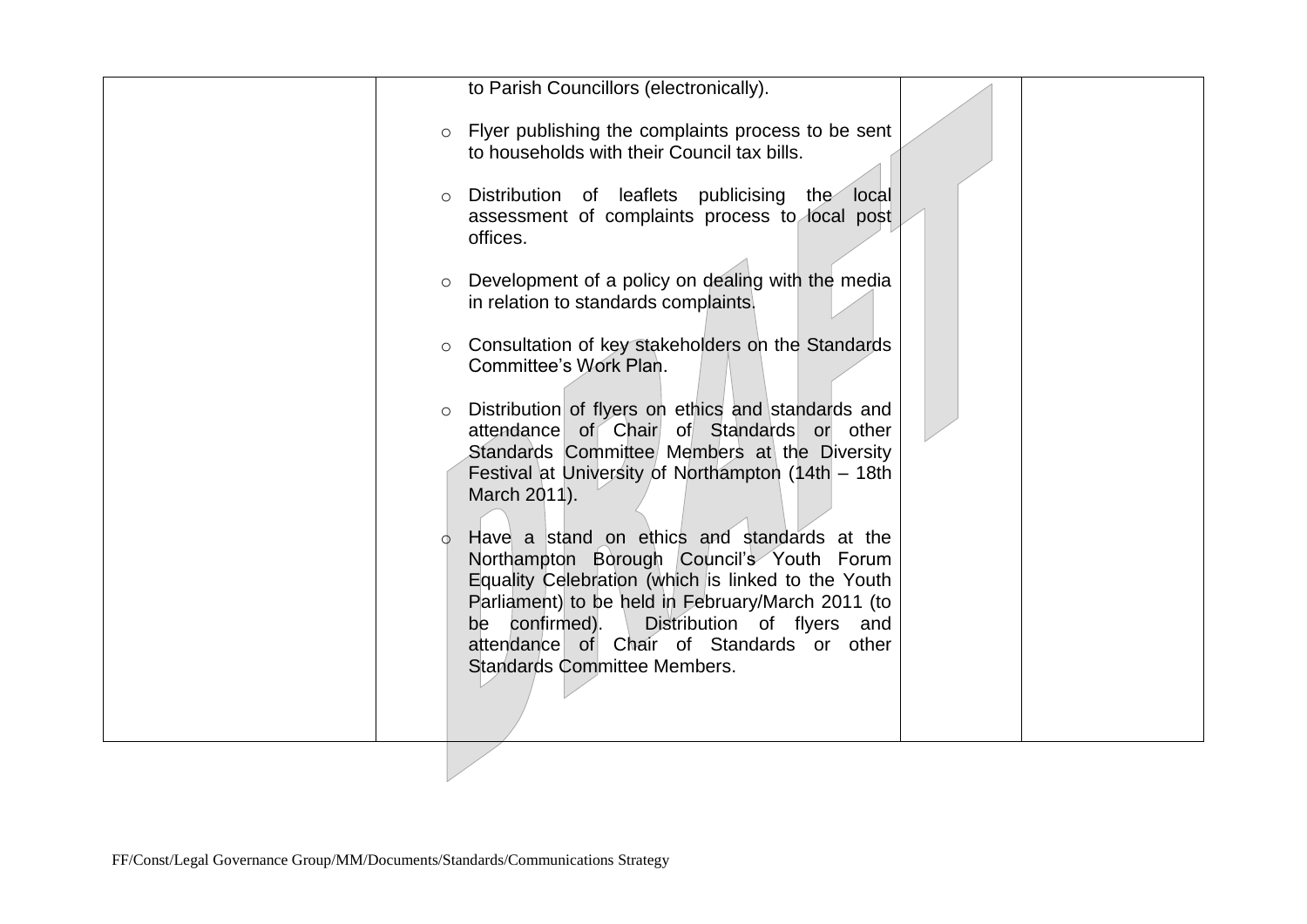| | | | |
|---|---|---|---|
| | to Parish Councillors (electronically).<br><br>o Flyer publishing the complaints process to be sent to households with their Council tax bills.<br><br>o Distribution of leaflets publicising the local assessment of complaints process to local post offices.<br><br>o Development of a policy on dealing with the media in relation to standards complaints.<br><br>o Consultation of key stakeholders on the Standards Committee's Work Plan.<br><br>o Distribution of flyers on ethics and standards and attendance of Chair of Standards or other Standards Committee Members at the Diversity Festival at University of Northampton (14th – 18th March 2011).<br><br>o Have a stand on ethics and standards at the Northampton Borough Council's Youth Forum Equality Celebration (which is linked to the Youth Parliament) to be held in February/March 2011 (to be confirmed). Distribution of flyers and attendance of Chair of Standards or other Standards Committee Members. | | |

FF/Const/Legal Governance Group/MM/Documents/Standards/Communications Strategy